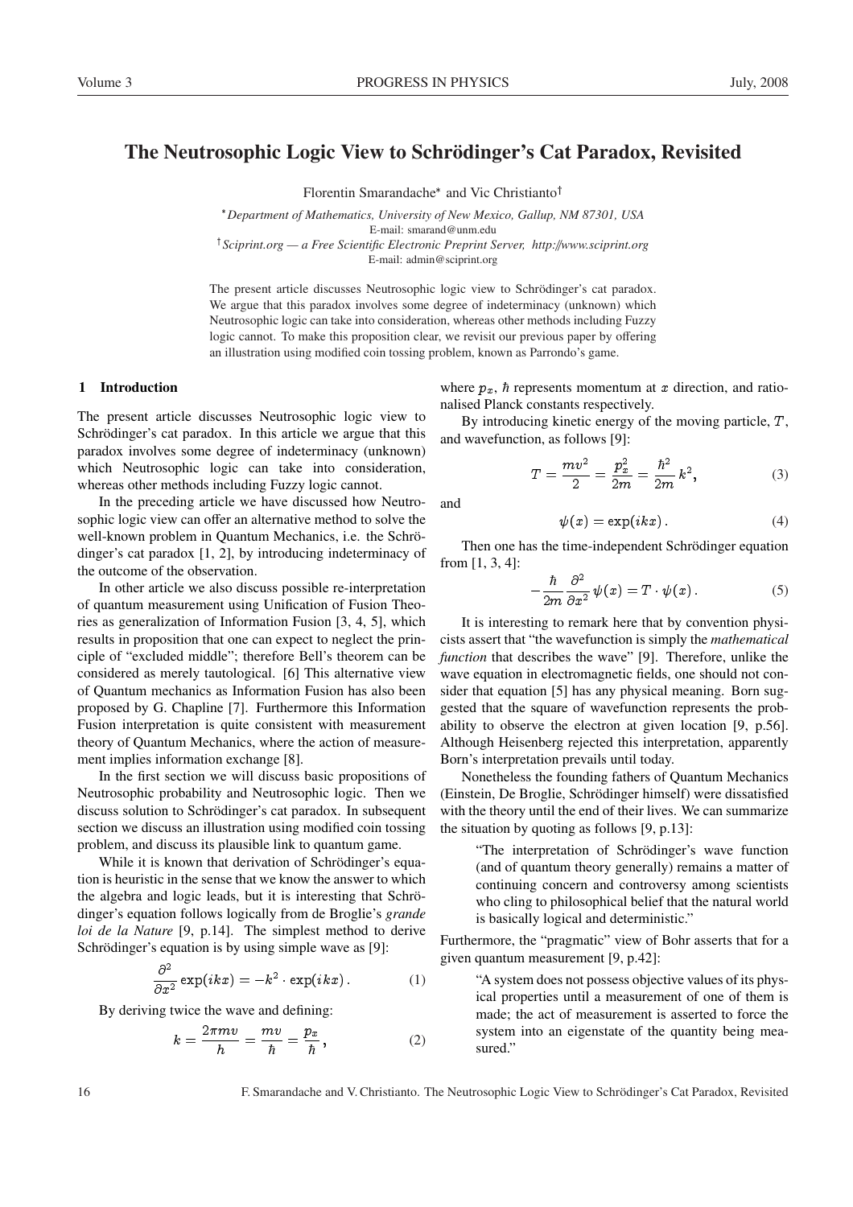# The Neutrosophic Logic View to Schrödinger's Cat Paradox, Revisited

Florentin Smarandache* and Vic Christianto†

*Department of Mathematics, University of New Mexico, Gallup, NM 87301, USA*
E-mail: smarand@unm.edu

†*Sciprint.org — a Free Scientific Electronic Preprint Server, http://www.sciprint.org*
E-mail: admin@sciprint.org

The present article discusses Neutrosophic logic view to Schrödinger's cat paradox. We argue that this paradox involves some degree of indeterminacy (unknown) which Neutrosophic logic can take into consideration, whereas other methods including Fuzzy logic cannot. To make this proposition clear, we revisit our previous paper by offering an illustration using modified coin tossing problem, known as Parrondo's game.

## 1 Introduction

The present article discusses Neutrosophic logic view to Schrödinger's cat paradox. In this article we argue that this paradox involves some degree of indeterminacy (unknown) which Neutrosophic logic can take into consideration, whereas other methods including Fuzzy logic cannot.

In the preceding article we have discussed how Neutrosophic logic view can offer an alternative method to solve the well-known problem in Quantum Mechanics, i.e. the Schrödinger's cat paradox [1, 2], by introducing indeterminacy of the outcome of the observation.

In other article we also discuss possible re-interpretation of quantum measurement using Unification of Fusion Theories as generalization of Information Fusion [3, 4, 5], which results in proposition that one can expect to neglect the principle of "excluded middle"; therefore Bell's theorem can be considered as merely tautological. [6] This alternative view of Quantum mechanics as Information Fusion has also been proposed by G. Chapline [7]. Furthermore this Information Fusion interpretation is quite consistent with measurement theory of Quantum Mechanics, where the action of measurement implies information exchange [8].

In the first section we will discuss basic propositions of Neutrosophic probability and Neutrosophic logic. Then we discuss solution to Schrödinger's cat paradox. In subsequent section we discuss an illustration using modified coin tossing problem, and discuss its plausible link to quantum game.

While it is known that derivation of Schrödinger's equation is heuristic in the sense that we know the answer to which the algebra and logic leads, but it is interesting that Schrödinger's equation follows logically from de Broglie's *grande loi de la Nature* [9, p.14]. The simplest method to derive Schrödinger's equation is by using simple wave as [9]:

$$\frac{\partial^2}{\partial x^2}\exp(ikx) = -k^2 \cdot \exp(ikx)\,. \tag{1}$$

By deriving twice the wave and defining:

$$k = \frac{2\pi m v}{h} = \frac{mv}{\hbar} = \frac{p_x}{\hbar}\,, \tag{2}$$

where $p_x$, $\hbar$ represents momentum at $x$ direction, and rationalised Planck constants respectively.

By introducing kinetic energy of the moving particle, $T$, and wavefunction, as follows [9]:

$$T = \frac{mv^2}{2} = \frac{p_x^2}{2m} = \frac{\hbar^2}{2m}\,k^2, \tag{3}$$

and

$$\psi(x) = \exp(ikx)\,. \tag{4}$$

Then one has the time-independent Schrödinger equation from [1, 3, 4]:

$$-\frac{\hbar}{2m}\frac{\partial^2}{\partial x^2}\psi(x) = T\cdot\psi(x)\,. \tag{5}$$

It is interesting to remark here that by convention physicists assert that "the wavefunction is simply the *mathematical function* that describes the wave" [9]. Therefore, unlike the wave equation in electromagnetic fields, one should not consider that equation [5] has any physical meaning. Born suggested that the square of wavefunction represents the probability to observe the electron at given location [9, p.56]. Although Heisenberg rejected this interpretation, apparently Born's interpretation prevails until today.

Nonetheless the founding fathers of Quantum Mechanics (Einstein, De Broglie, Schrödinger himself) were dissatisfied with the theory until the end of their lives. We can summarize the situation by quoting as follows [9, p.13]:

> "The interpretation of Schrödinger's wave function (and of quantum theory generally) remains a matter of continuing concern and controversy among scientists who cling to philosophical belief that the natural world is basically logical and deterministic."

Furthermore, the "pragmatic" view of Bohr asserts that for a given quantum measurement [9, p.42]:

> "A system does not possess objective values of its physical properties until a measurement of one of them is made; the act of measurement is asserted to force the system into an eigenstate of the quantity being measured."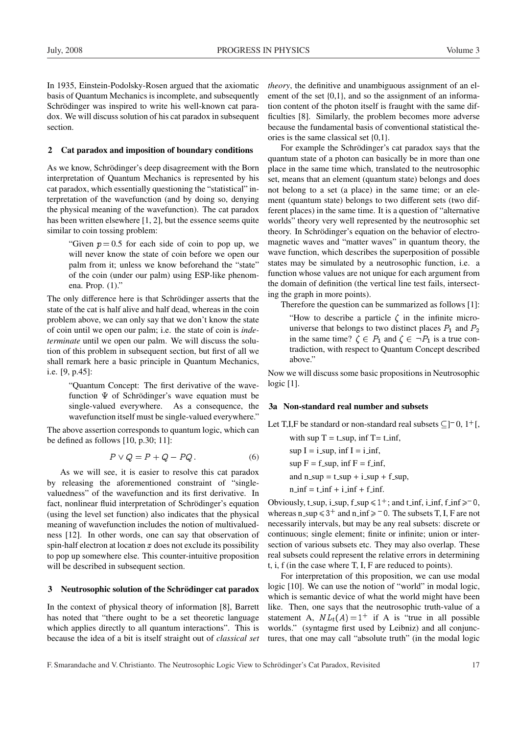In 1935, Einstein-Podolsky-Rosen argued that the axiomatic basis of Quantum Mechanics is incomplete, and subsequently Schrödinger was inspired to write his well-known cat paradox. We will discuss solution of his cat paradox in subsequent section.

## 2 Cat paradox and imposition of boundary conditions

As we know, Schrödinger's deep disagreement with the Born interpretation of Quantum Mechanics is represented by his cat paradox, which essentially questioning the "statistical" interpretation of the wavefunction (and by doing so, denying the physical meaning of the wavefunction). The cat paradox has been written elsewhere [1, 2], but the essence seems quite similar to coin tossing problem:

> "Given $p = 0.5$ for each side of coin to pop up, we will never know the state of coin before we open our palm from it; unless we know beforehand the "state" of the coin (under our palm) using ESP-like phenomena. Prop. (1)."

The only difference here is that Schrödinger asserts that the state of the cat is half alive and half dead, whereas in the coin problem above, we can only say that we don't know the state of coin until we open our palm; i.e. the state of coin is *indeterminate* until we open our palm. We will discuss the solution of this problem in subsequent section, but first of all we shall remark here a basic principle in Quantum Mechanics, i.e. [9, p.45]:

> "Quantum Concept: The first derivative of the wavefunction $\Psi$ of Schrödinger's wave equation must be single-valued everywhere. As a consequence, the wavefunction itself must be single-valued everywhere."

The above assertion corresponds to quantum logic, which can be defined as follows [10, p.30; 11]:

$$P \vee Q = P + Q - PQ\,. \tag{6}$$

As we will see, it is easier to resolve this cat paradox by releasing the aforementioned constraint of "single-valuedness" of the wavefunction and its first derivative. In fact, nonlinear fluid interpretation of Schrödinger's equation (using the level set function) also indicates that the physical meaning of wavefunction includes the notion of multivaluedness [12]. In other words, one can say that observation of spin-half electron at location $x$ does not exclude its possibility to pop up somewhere else. This counter-intuitive proposition will be described in subsequent section.

## 3 Neutrosophic solution of the Schrödinger cat paradox

In the context of physical theory of information [8], Barrett has noted that "there ought to be a set theoretic language which applies directly to all quantum interactions". This is because the idea of a bit is itself straight out of *classical set theory*, the definitive and unambiguous assignment of an element of the set {0,1}, and so the assignment of an information content of the photon itself is fraught with the same difficulties [8]. Similarly, the problem becomes more adverse because the fundamental basis of conventional statistical theories is the same classical set {0,1}.

For example the Schrödinger's cat paradox says that the quantum state of a photon can basically be in more than one place in the same time which, translated to the neutrosophic set, means that an element (quantum state) belongs and does not belong to a set (a place) in the same time; or an element (quantum state) belongs to two different sets (two different places) in the same time. It is a question of "alternative worlds" theory very well represented by the neutrosophic set theory. In Schrödinger's equation on the behavior of electromagnetic waves and "matter waves" in quantum theory, the wave function, which describes the superposition of possible states may be simulated by a neutrosophic function, i.e. a function whose values are not unique for each argument from the domain of definition (the vertical line test fails, intersecting the graph in more points).

Therefore the question can be summarized as follows [1]:

> "How to describe a particle $\zeta$ in the infinite micro-universe that belongs to two distinct places $P_1$ and $P_2$ in the same time? $\zeta \in P_1$ and $\zeta \in \neg P_1$ is a true contradiction, with respect to Quantum Concept described above."

Now we will discuss some basic propositions in Neutrosophic logic [1].

### 3a Non-standard real number and subsets

Let T,I,F be standard or non-standard real subsets $\subseteq ]^-0, 1^+[$,

with sup T = t_sup, inf T= t_inf,

sup I = i_sup, inf I = i_inf,

sup F = f_sup, inf F = f_inf,

and n_sup = t_sup + i_sup + f_sup,

n_inf = t_inf + i_inf + f_inf.

Obviously, t_sup, i_sup, f_sup $\leqslant 1^+$; and t_inf, i_inf, f_inf $\geqslant {}^-0$, whereas n_sup $\leqslant 3^+$ and n_inf $\geqslant {}^-0$. The subsets T, I, F are not necessarily intervals, but may be any real subsets: discrete or continuous; single element; finite or infinite; union or intersection of various subsets etc. They may also overlap. These real subsets could represent the relative errors in determining t, i, f (in the case where T, I, F are reduced to points).

For interpretation of this proposition, we can use modal logic [10]. We can use the notion of "world" in modal logic, which is semantic device of what the world might have been like. Then, one says that the neutrosophic truth-value of a statement A, $NL_t(A) = 1^+$ if A is "true in all possible worlds." (syntagme first used by Leibniz) and all conjunctures, that one may call "absolute truth" (in the modal logic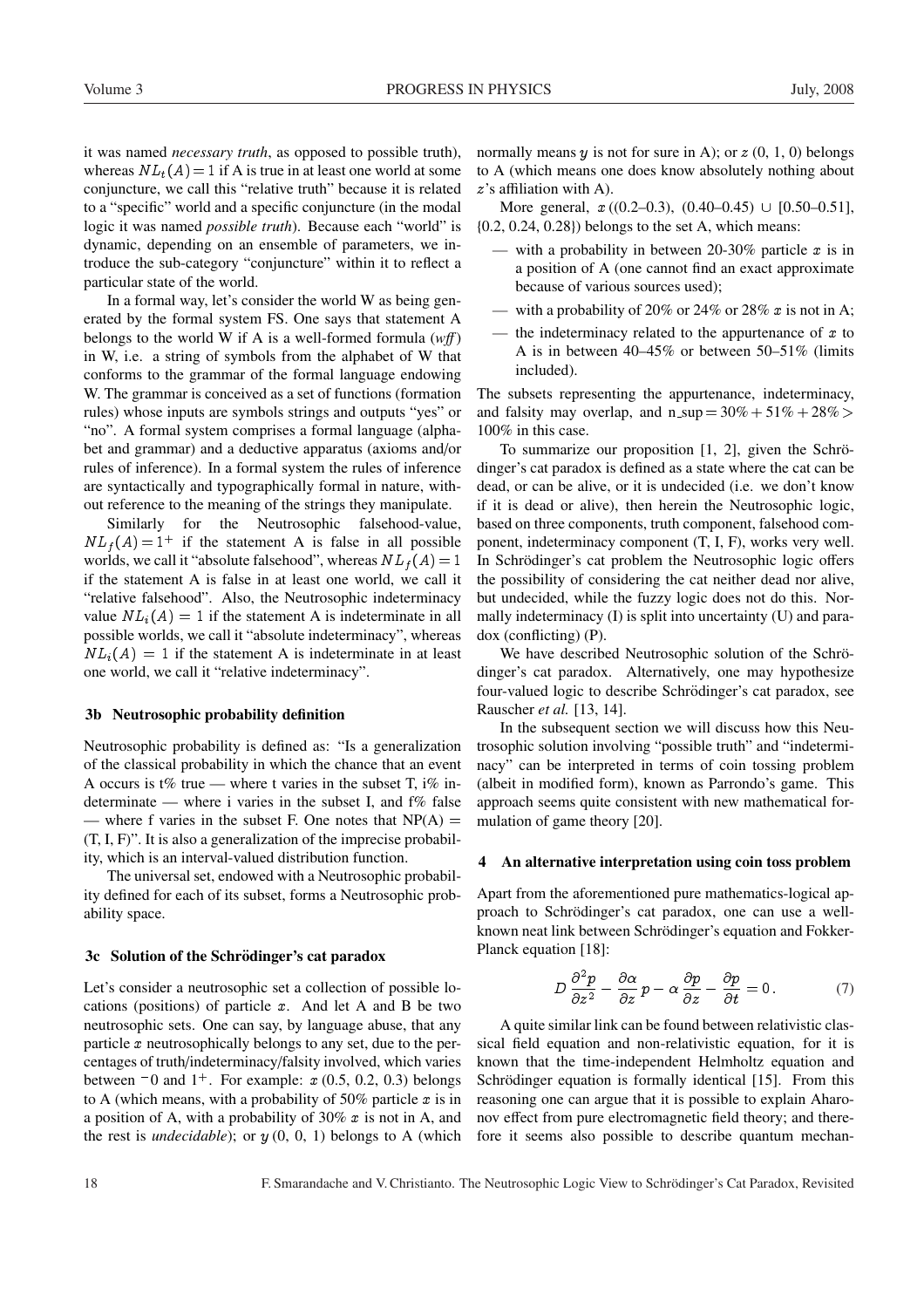it was named *necessary truth*, as opposed to possible truth), whereas $NL_t(A) = 1$ if A is true in at least one world at some conjuncture, we call this "relative truth" because it is related to a "specific" world and a specific conjuncture (in the modal logic it was named *possible truth*). Because each "world" is dynamic, depending on an ensemble of parameters, we introduce the sub-category "conjuncture" within it to reflect a particular state of the world.

In a formal way, let's consider the world W as being generated by the formal system FS. One says that statement A belongs to the world W if A is a well-formed formula (*wff*) in W, i.e. a string of symbols from the alphabet of W that conforms to the grammar of the formal language endowing W. The grammar is conceived as a set of functions (formation rules) whose inputs are symbols strings and outputs "yes" or "no". A formal system comprises a formal language (alphabet and grammar) and a deductive apparatus (axioms and/or rules of inference). In a formal system the rules of inference are syntactically and typographically formal in nature, without reference to the meaning of the strings they manipulate.

Similarly for the Neutrosophic falsehood-value, $NL_f(A) = 1^+$ if the statement A is false in all possible worlds, we call it "absolute falsehood", whereas $NL_f(A) = 1$ if the statement A is false in at least one world, we call it "relative falsehood". Also, the Neutrosophic indeterminacy value $NL_i(A) = 1$ if the statement A is indeterminate in all possible worlds, we call it "absolute indeterminacy", whereas $NL_i(A) = 1$ if the statement A is indeterminate in at least one world, we call it "relative indeterminacy".

### 3b Neutrosophic probability definition

Neutrosophic probability is defined as: "Is a generalization of the classical probability in which the chance that an event A occurs is t% true — where t varies in the subset T, i% indeterminate — where i varies in the subset I, and f% false — where f varies in the subset F. One notes that NP(A) = (T, I, F)". It is also a generalization of the imprecise probability, which is an interval-valued distribution function.

The universal set, endowed with a Neutrosophic probability defined for each of its subset, forms a Neutrosophic probability space.

### 3c Solution of the Schrödinger's cat paradox

Let's consider a neutrosophic set a collection of possible locations (positions) of particle $x$. And let A and B be two neutrosophic sets. One can say, by language abuse, that any particle $x$ neutrosophically belongs to any set, due to the percentages of truth/indeterminacy/falsity involved, which varies between $^-0$ and $1^+$. For example: $x$ (0.5, 0.2, 0.3) belongs to A (which means, with a probability of 50% particle $x$ is in a position of A, with a probability of 30% $x$ is not in A, and the rest is *undecidable*); or $y$ (0, 0, 1) belongs to A (which normally means $y$ is not for sure in A); or $z$ (0, 1, 0) belongs to A (which means one does know absolutely nothing about $z$'s affiliation with A).

More general, $x$ ((0.2–0.3), (0.40–0.45) $\cup$ [0.50–0.51], {0.2, 0.24, 0.28}) belongs to the set A, which means:

- with a probability in between 20-30% particle $x$ is in a position of A (one cannot find an exact approximate because of various sources used);
- with a probability of 20% or 24% or 28% $x$ is not in A;
- the indeterminacy related to the appurtenance of $x$ to A is in between 40–45% or between 50–51% (limits included).

The subsets representing the appurtenance, indeterminacy, and falsity may overlap, and n_sup = 30% + 51% + 28% > 100% in this case.

To summarize our proposition [1, 2], given the Schrödinger's cat paradox is defined as a state where the cat can be dead, or can be alive, or it is undecided (i.e. we don't know if it is dead or alive), then herein the Neutrosophic logic, based on three components, truth component, falsehood component, indeterminacy component (T, I, F), works very well. In Schrödinger's cat problem the Neutrosophic logic offers the possibility of considering the cat neither dead nor alive, but undecided, while the fuzzy logic does not do this. Normally indeterminacy (I) is split into uncertainty (U) and paradox (conflicting) (P).

We have described Neutrosophic solution of the Schrödinger's cat paradox. Alternatively, one may hypothesize four-valued logic to describe Schrödinger's cat paradox, see Rauscher *et al.* [13, 14].

In the subsequent section we will discuss how this Neutrosophic solution involving "possible truth" and "indeterminacy" can be interpreted in terms of coin tossing problem (albeit in modified form), known as Parrondo's game. This approach seems quite consistent with new mathematical formulation of game theory [20].

## 4 An alternative interpretation using coin toss problem

Apart from the aforementioned pure mathematics-logical approach to Schrödinger's cat paradox, one can use a well-known neat link between Schrödinger's equation and Fokker-Planck equation [18]:

$$D\,\frac{\partial^2 p}{\partial z^2} - \frac{\partial \alpha}{\partial z}\,p - \alpha\,\frac{\partial p}{\partial z} - \frac{\partial p}{\partial t} = 0\,. \tag{7}$$

A quite similar link can be found between relativistic classical field equation and non-relativistic equation, for it is known that the time-independent Helmholtz equation and Schrödinger equation is formally identical [15]. From this reasoning one can argue that it is possible to explain Aharonov effect from pure electromagnetic field theory; and therefore it seems also possible to describe quantum mechan-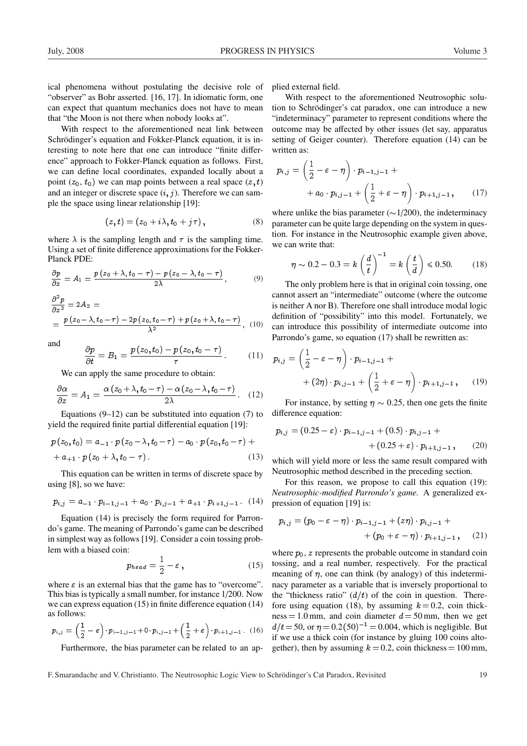ical phenomena without postulating the decisive role of "observer" as Bohr asserted. [16, 17]. In idiomatic form, one can expect that quantum mechanics does not have to mean that "the Moon is not there when nobody looks at".

With respect to the aforementioned neat link between Schrödinger's equation and Fokker-Planck equation, it is interesting to note here that one can introduce "finite difference" approach to Fokker-Planck equation as follows. First, we can define local coordinates, expanded locally about a point $(z_0, t_0)$ we can map points between a real space $(z,t)$ and an integer or discrete space $(i, j)$. Therefore we can sample the space using linear relationship [19]:

$$(z,t) = (z_0 + i\lambda, t_0 + j\tau), \tag{8}$$

where $\lambda$ is the sampling length and $\tau$ is the sampling time. Using a set of finite difference approximations for the Fokker-Planck PDE:

$$\frac{\partial p}{\partial z} = A_1 = \frac{p\,(z_0 + \lambda, t_0 - \tau) - p\,(z_0 - \lambda, t_0 - \tau)}{2\lambda}, \tag{9}$$

$$\frac{\partial^2 p}{\partial z^2} = 2A_2 = = \frac{p\,(z_0 - \lambda, t_0 - \tau) - 2p\,(z_0, t_0 - \tau) + p\,(z_0 + \lambda, t_0 - \tau)}{\lambda^2}, \tag{10}$$

and

$$\frac{\partial p}{\partial t} = B_1 = \frac{p\,(z_0, t_0) - p\,(z_0, t_0 - \tau)}{\tau}. \tag{11}$$

We can apply the same procedure to obtain:

$$\frac{\partial \alpha}{\partial z} = A_1 = \frac{\alpha\,(z_0 + \lambda, t_0 - \tau) - \alpha\,(z_0 - \lambda, t_0 - \tau)}{2\lambda}. \tag{12}$$

Equations (9–12) can be substituted into equation (7) to yield the required finite partial differential equation [19]:

$$p\,(z_0, t_0) = a_{-1} \cdot p\,(z_0 - \lambda, t_0 - \tau) - a_0 \cdot p\,(z_0, t_0 - \tau) + + a_{+1} \cdot p\,(z_0 + \lambda, t_0 - \tau). \tag{13}$$

This equation can be written in terms of discrete space by using [8], so we have:

$$p_{i,j} = a_{-1} \cdot p_{i-1,j-1} + a_0 \cdot p_{i,j-1} + a_{+1} \cdot p_{i+1,j-1}. \tag{14}$$

Equation (14) is precisely the form required for Parrondo's game. The meaning of Parrondo's game can be described in simplest way as follows [19]. Consider a coin tossing problem with a biased coin:

$$p_{head} = \frac{1}{2} - \varepsilon, \tag{15}$$

where $\varepsilon$ is an external bias that the game has to "overcome". This bias is typically a small number, for instance 1/200. Now we can express equation (15) in finite difference equation (14) as follows:

$$p_{i,j} = \left(\frac{1}{2} - \varepsilon\right) \cdot p_{i-1,j-1} + 0 \cdot p_{i,j-1} + \left(\frac{1}{2} + \varepsilon\right) \cdot p_{i+1,j-1}. \tag{16}$$

Furthermore, the bias parameter can be related to an applied external field.

With respect to the aforementioned Neutrosophic solution to Schrödinger's cat paradox, one can introduce a new "indeterminacy" parameter to represent conditions where the outcome may be affected by other issues (let say, apparatus setting of Geiger counter). Therefore equation (14) can be written as:

$$p_{i,j} = \left(\frac{1}{2} - \varepsilon - \eta\right) \cdot p_{i-1,j-1} + + a_0 \cdot p_{i,j-1} + \left(\frac{1}{2} + \varepsilon - \eta\right) \cdot p_{i+1,j-1}, \tag{17}$$

where unlike the bias parameter ($\sim$1/200), the indeterminacy parameter can be quite large depending on the system in question. For instance in the Neutrosophic example given above, we can write that:

$$\eta \sim 0.2 - 0.3 = k\left(\frac{d}{t}\right)^{-1} = k\left(\frac{t}{d}\right) \leqslant 0.50. \tag{18}$$

The only problem here is that in original coin tossing, one cannot assert an "intermediate" outcome (where the outcome is neither A nor B). Therefore one shall introduce modal logic definition of "possibility" into this model. Fortunately, we can introduce this possibility of intermediate outcome into Parrondo's game, so equation (17) shall be rewritten as:

$$p_{i,j} = \left(\frac{1}{2} - \varepsilon - \eta\right) \cdot p_{i-1,j-1} + + (2\eta) \cdot p_{i,j-1} + \left(\frac{1}{2} + \varepsilon - \eta\right) \cdot p_{i+1,j-1}, \tag{19}$$

For instance, by setting $\eta \sim 0.25$, then one gets the finite difference equation:

$$p_{i,j} = (0.25 - \varepsilon) \cdot p_{i-1,j-1} + (0.5) \cdot p_{i,j-1} + + (0.25 + \varepsilon) \cdot p_{i+1,j-1}, \tag{20}$$

which will yield more or less the same result compared with Neutrosophic method described in the preceding section.

For this reason, we propose to call this equation (19): *Neutrosophic-modified Parrondo's game.* A generalized expression of equation [19] is:

$$p_{i,j} = (p_0 - \varepsilon - \eta) \cdot p_{i-1,j-1} + (z\eta) \cdot p_{i,j-1} + + (p_0 + \varepsilon - \eta) \cdot p_{i+1,j-1}, \tag{21}$$

where $p_0$, $z$ represents the probable outcome in standard coin tossing, and a real number, respectively. For the practical meaning of $\eta$, one can think (by analogy) of this indeterminacy parameter as a variable that is inversely proportional to the "thickness ratio" $(d/t)$ of the coin in question. Therefore using equation (18), by assuming $k = 0.2$, coin thickness $= 1.0$ mm, and coin diameter $d = 50$ mm, then we get $d/t = 50$, or $\eta = 0.2(50)^{-1} = 0.004$, which is negligible. But if we use a thick coin (for instance by gluing 100 coins altogether), then by assuming $k = 0.2$, coin thickness $= 100$ mm,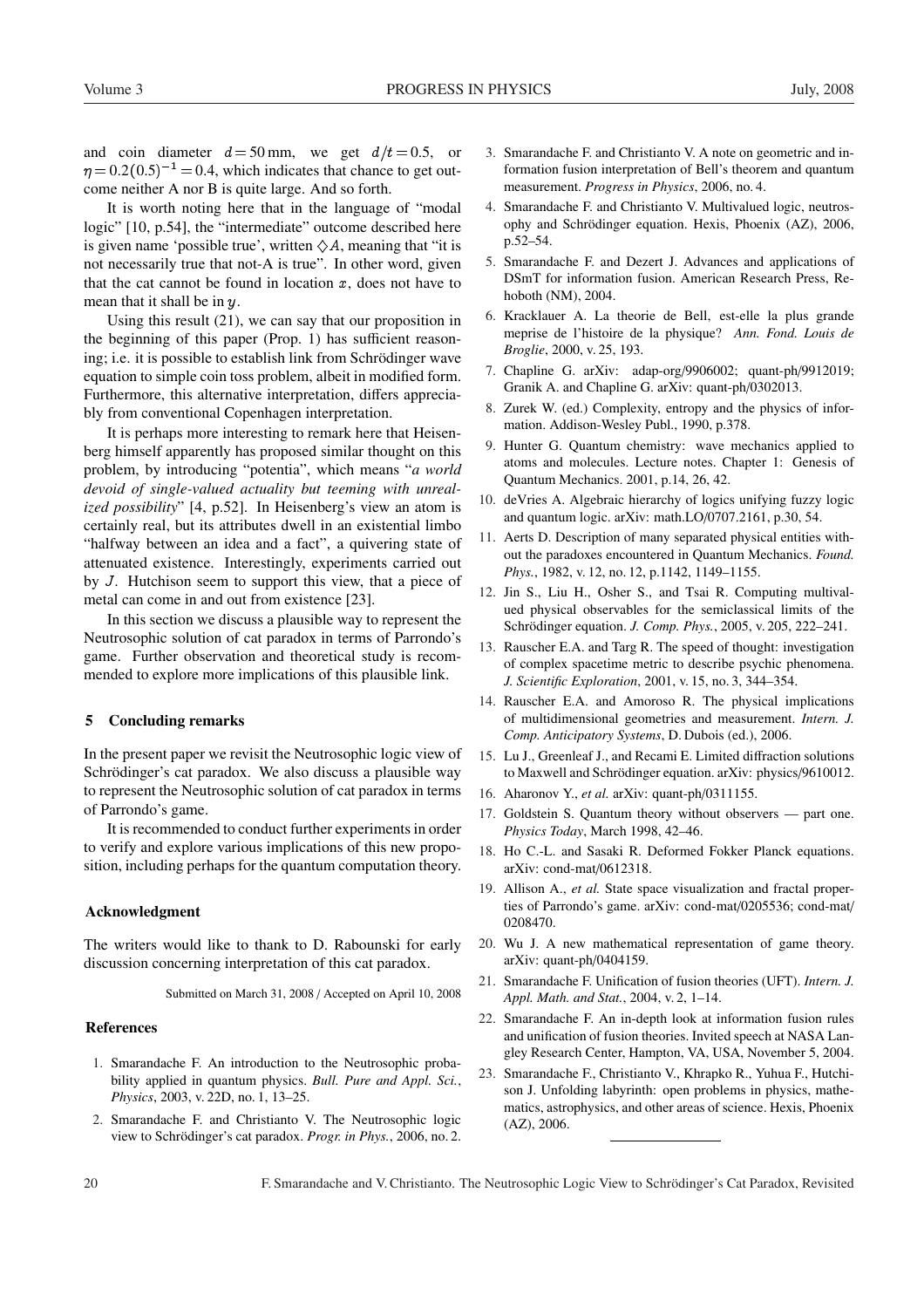and coin diameter $d = 50$ mm, we get $d/t = 0.5$, or $\eta = 0.2(0.5)^{-1} = 0.4$, which indicates that chance to get outcome neither A nor B is quite large. And so forth.

It is worth noting here that in the language of "modal logic" [10, p.54], the "intermediate" outcome described here is given name 'possible true', written $\Diamond A$, meaning that "it is not necessarily true that not-A is true". In other word, given that the cat cannot be found in location $x$, does not have to mean that it shall be in $y$.

Using this result (21), we can say that our proposition in the beginning of this paper (Prop. 1) has sufficient reasoning; i.e. it is possible to establish link from Schrödinger wave equation to simple coin toss problem, albeit in modified form. Furthermore, this alternative interpretation, differs appreciably from conventional Copenhagen interpretation.

It is perhaps more interesting to remark here that Heisenberg himself apparently has proposed similar thought on this problem, by introducing "potentia", which means "*a world devoid of single-valued actuality but teeming with unrealized possibility*" [4, p.52]. In Heisenberg's view an atom is certainly real, but its attributes dwell in an existential limbo "halfway between an idea and a fact", a quivering state of attenuated existence. Interestingly, experiments carried out by $J$. Hutchison seem to support this view, that a piece of metal can come in and out from existence [23].

In this section we discuss a plausible way to represent the Neutrosophic solution of cat paradox in terms of Parrondo's game. Further observation and theoretical study is recommended to explore more implications of this plausible link.

## 5 Concluding remarks

In the present paper we revisit the Neutrosophic logic view of Schrödinger's cat paradox. We also discuss a plausible way to represent the Neutrosophic solution of cat paradox in terms of Parrondo's game.

It is recommended to conduct further experiments in order to verify and explore various implications of this new proposition, including perhaps for the quantum computation theory.

### Acknowledgment

The writers would like to thank to D. Rabounski for early discussion concerning interpretation of this cat paradox.

Submitted on March 31, 2008 / Accepted on April 10, 2008

### References

1. Smarandache F. An introduction to the Neutrosophic probability applied in quantum physics. *Bull. Pure and Appl. Sci., Physics*, 2003, v. 22D, no. 1, 13–25.
2. Smarandache F. and Christianto V. The Neutrosophic logic view to Schrödinger's cat paradox. *Progr. in Phys.*, 2006, no. 2.
3. Smarandache F. and Christianto V. A note on geometric and information fusion interpretation of Bell's theorem and quantum measurement. *Progress in Physics*, 2006, no. 4.
4. Smarandache F. and Christianto V. Multivalued logic, neutrosophy and Schrödinger equation. Hexis, Phoenix (AZ), 2006, p.52–54.
5. Smarandache F. and Dezert J. Advances and applications of DSmT for information fusion. American Research Press, Rehoboth (NM), 2004.
6. Kracklauer A. La theorie de Bell, est-elle la plus grande meprise de l'histoire de la physique? *Ann. Fond. Louis de Broglie*, 2000, v. 25, 193.
7. Chapline G. arXiv: adap-org/9906002; quant-ph/9912019; Granik A. and Chapline G. arXiv: quant-ph/0302013.
8. Zurek W. (ed.) Complexity, entropy and the physics of information. Addison-Wesley Publ., 1990, p.378.
9. Hunter G. Quantum chemistry: wave mechanics applied to atoms and molecules. Lecture notes. Chapter 1: Genesis of Quantum Mechanics. 2001, p.14, 26, 42.
10. deVries A. Algebraic hierarchy of logics unifying fuzzy logic and quantum logic. arXiv: math.LO/0707.2161, p.30, 54.
11. Aerts D. Description of many separated physical entities without the paradoxes encountered in Quantum Mechanics. *Found. Phys.*, 1982, v. 12, no. 12, p.1142, 1149–1155.
12. Jin S., Liu H., Osher S., and Tsai R. Computing multivalued physical observables for the semiclassical limits of the Schrödinger equation. *J. Comp. Phys.*, 2005, v. 205, 222–241.
13. Rauscher E.A. and Targ R. The speed of thought: investigation of complex spacetime metric to describe psychic phenomena. *J. Scientific Exploration*, 2001, v. 15, no. 3, 344–354.
14. Rauscher E.A. and Amoroso R. The physical implications of multidimensional geometries and measurement. *Intern. J. Comp. Anticipatory Systems*, D. Dubois (ed.), 2006.
15. Lu J., Greenleaf J., and Recami E. Limited diffraction solutions to Maxwell and Schrödinger equation. arXiv: physics/9610012.
16. Aharonov Y., *et al.* arXiv: quant-ph/0311155.
17. Goldstein S. Quantum theory without observers — part one. *Physics Today*, March 1998, 42–46.
18. Ho C.-L. and Sasaki R. Deformed Fokker Planck equations. arXiv: cond-mat/0612318.
19. Allison A., *et al.* State space visualization and fractal properties of Parrondo's game. arXiv: cond-mat/0205536; cond-mat/0208470.
20. Wu J. A new mathematical representation of game theory. arXiv: quant-ph/0404159.
21. Smarandache F. Unification of fusion theories (UFT). *Intern. J. Appl. Math. and Stat.*, 2004, v. 2, 1–14.
22. Smarandache F. An in-depth look at information fusion rules and unification of fusion theories. Invited speech at NASA Langley Research Center, Hampton, VA, USA, November 5, 2004.
23. Smarandache F., Christianto V., Khrapko R., Yuhua F., Hutchison J. Unfolding labyrinth: open problems in physics, mathematics, astrophysics, and other areas of science. Hexis, Phoenix (AZ), 2006.